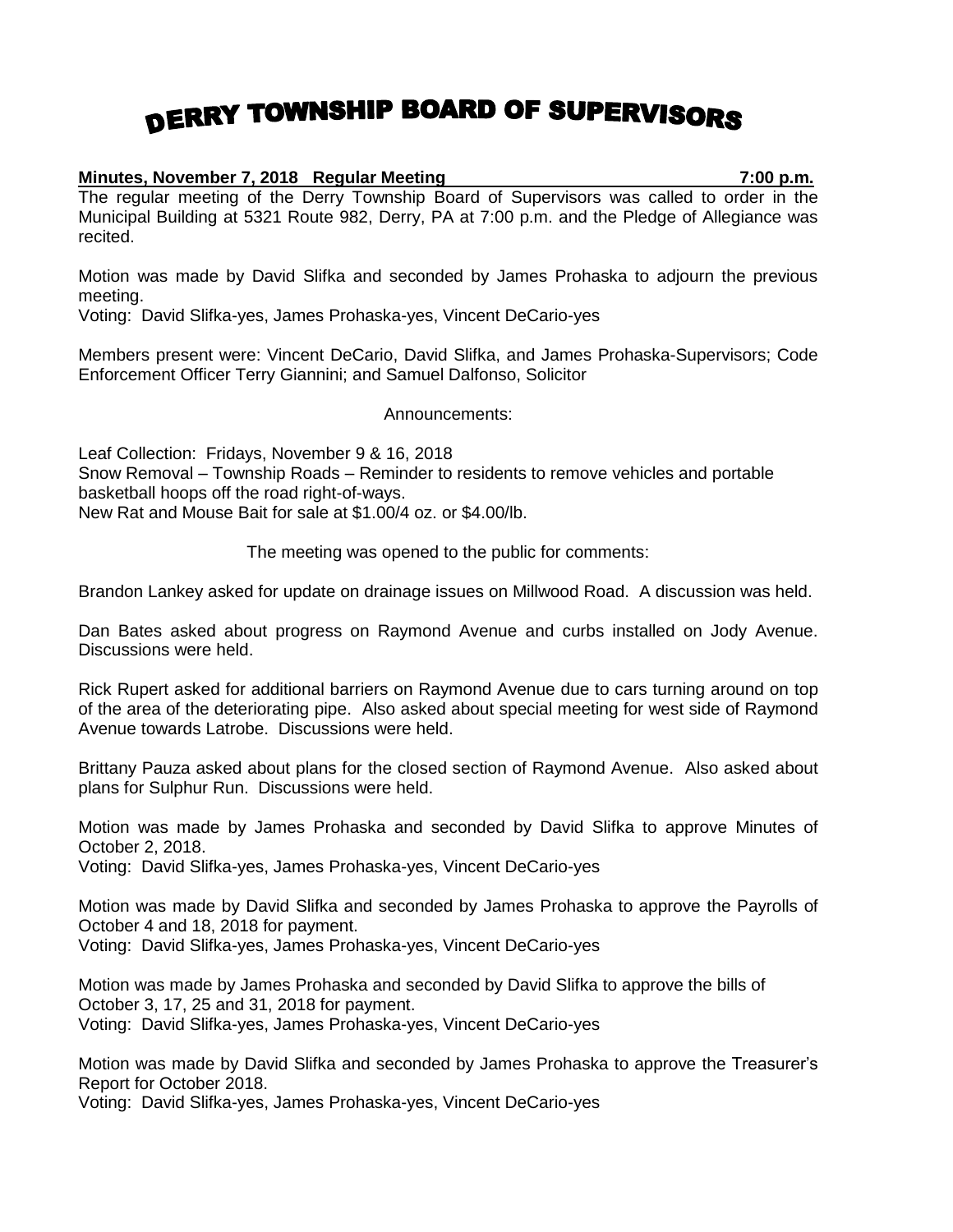# DERRY TOWNSHIP BOARD OF SUPERVISORS

**Minutes, November 7, 2018 Regular Meeting 7:00 p.m.**

The regular meeting of the Derry Township Board of Supervisors was called to order in the Municipal Building at 5321 Route 982, Derry, PA at 7:00 p.m. and the Pledge of Allegiance was recited.

Motion was made by David Slifka and seconded by James Prohaska to adjourn the previous meeting.
Voting: David Slifka-yes, James Prohaska-yes, Vincent DeCario-yes

Members present were: Vincent DeCario, David Slifka, and James Prohaska-Supervisors; Code Enforcement Officer Terry Giannini; and Samuel Dalfonso, Solicitor

Announcements:

Leaf Collection: Fridays, November 9 & 16, 2018
Snow Removal – Township Roads – Reminder to residents to remove vehicles and portable basketball hoops off the road right-of-ways.
New Rat and Mouse Bait for sale at $1.00/4 oz. or $4.00/lb.

The meeting was opened to the public for comments:

Brandon Lankey asked for update on drainage issues on Millwood Road. A discussion was held.

Dan Bates asked about progress on Raymond Avenue and curbs installed on Jody Avenue. Discussions were held.

Rick Rupert asked for additional barriers on Raymond Avenue due to cars turning around on top of the area of the deteriorating pipe. Also asked about special meeting for west side of Raymond Avenue towards Latrobe. Discussions were held.

Brittany Pauza asked about plans for the closed section of Raymond Avenue. Also asked about plans for Sulphur Run. Discussions were held.

Motion was made by James Prohaska and seconded by David Slifka to approve Minutes of October 2, 2018.
Voting: David Slifka-yes, James Prohaska-yes, Vincent DeCario-yes

Motion was made by David Slifka and seconded by James Prohaska to approve the Payrolls of October 4 and 18, 2018 for payment.
Voting: David Slifka-yes, James Prohaska-yes, Vincent DeCario-yes

Motion was made by James Prohaska and seconded by David Slifka to approve the bills of October 3, 17, 25 and 31, 2018 for payment.
Voting: David Slifka-yes, James Prohaska-yes, Vincent DeCario-yes

Motion was made by David Slifka and seconded by James Prohaska to approve the Treasurer's Report for October 2018.
Voting: David Slifka-yes, James Prohaska-yes, Vincent DeCario-yes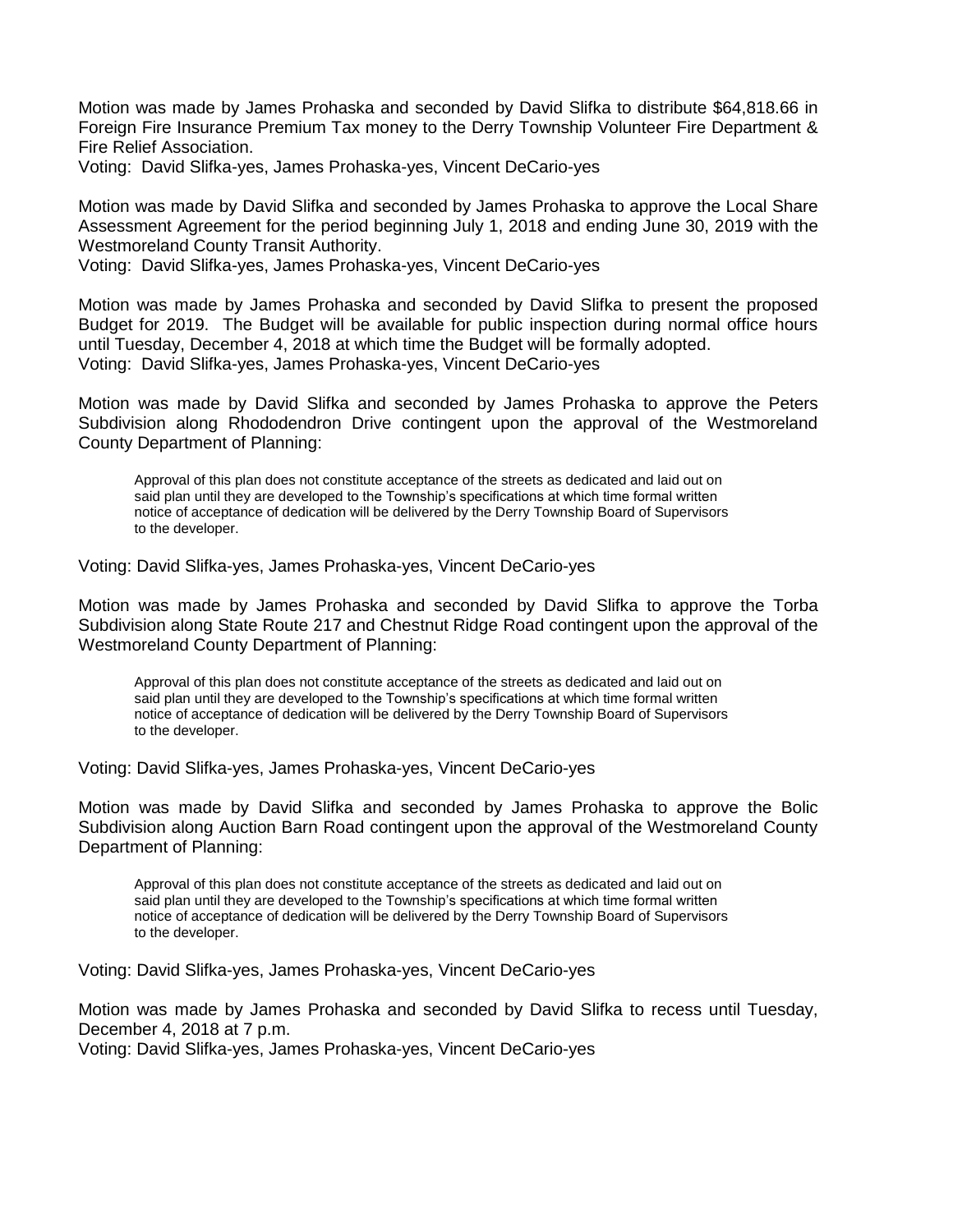Motion was made by James Prohaska and seconded by David Slifka to distribute $64,818.66 in Foreign Fire Insurance Premium Tax money to the Derry Township Volunteer Fire Department & Fire Relief Association.
Voting: David Slifka-yes, James Prohaska-yes, Vincent DeCario-yes

Motion was made by David Slifka and seconded by James Prohaska to approve the Local Share Assessment Agreement for the period beginning July 1, 2018 and ending June 30, 2019 with the Westmoreland County Transit Authority.
Voting: David Slifka-yes, James Prohaska-yes, Vincent DeCario-yes

Motion was made by James Prohaska and seconded by David Slifka to present the proposed Budget for 2019. The Budget will be available for public inspection during normal office hours until Tuesday, December 4, 2018 at which time the Budget will be formally adopted.
Voting: David Slifka-yes, James Prohaska-yes, Vincent DeCario-yes

Motion was made by David Slifka and seconded by James Prohaska to approve the Peters Subdivision along Rhododendron Drive contingent upon the approval of the Westmoreland County Department of Planning:

> Approval of this plan does not constitute acceptance of the streets as dedicated and laid out on said plan until they are developed to the Township's specifications at which time formal written notice of acceptance of dedication will be delivered by the Derry Township Board of Supervisors to the developer.

Voting: David Slifka-yes, James Prohaska-yes, Vincent DeCario-yes

Motion was made by James Prohaska and seconded by David Slifka to approve the Torba Subdivision along State Route 217 and Chestnut Ridge Road contingent upon the approval of the Westmoreland County Department of Planning:

> Approval of this plan does not constitute acceptance of the streets as dedicated and laid out on said plan until they are developed to the Township's specifications at which time formal written notice of acceptance of dedication will be delivered by the Derry Township Board of Supervisors to the developer.

Voting: David Slifka-yes, James Prohaska-yes, Vincent DeCario-yes

Motion was made by David Slifka and seconded by James Prohaska to approve the Bolic Subdivision along Auction Barn Road contingent upon the approval of the Westmoreland County Department of Planning:

> Approval of this plan does not constitute acceptance of the streets as dedicated and laid out on said plan until they are developed to the Township's specifications at which time formal written notice of acceptance of dedication will be delivered by the Derry Township Board of Supervisors to the developer.

Voting: David Slifka-yes, James Prohaska-yes, Vincent DeCario-yes

Motion was made by James Prohaska and seconded by David Slifka to recess until Tuesday, December 4, 2018 at 7 p.m.
Voting: David Slifka-yes, James Prohaska-yes, Vincent DeCario-yes